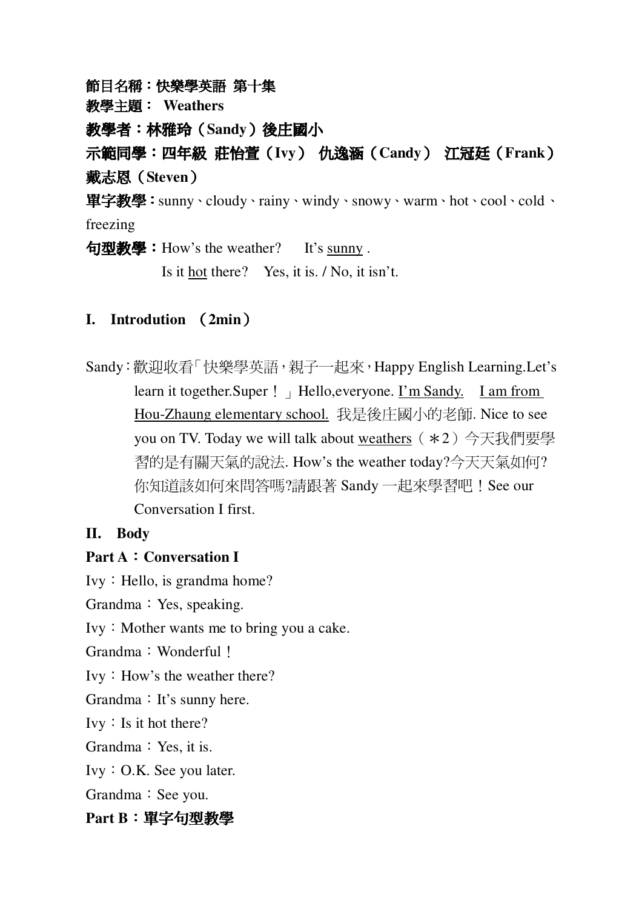**節目名稱：快樂學英語 第十集**
**教學主題： Weathers**
**教學者：林雅玲（Sandy）後庄國小**
**示範同學：四年級 莊怡萱（Ivy） 仇逸涵（Candy） 江冠廷（Frank） 戴志恩（Steven）**

**單字教學：**sunny、cloudy、rainy、windy、snowy、warm、hot、cool、cold、freezing

**句型教學：**How's the weather? It's <u>sunny</u> .
Is it <u>hot</u> there? Yes, it is. / No, it isn't.

## I. Introdution （2min）

Sandy：歡迎收看「快樂學英語，親子一起來，Happy English Learning.Let's learn it together.Super！」Hello,everyone. <u>I'm Sandy.</u> <u>I am from Hou-Zhaung elementary school.</u> 我是後庄國小的老師. Nice to see you on TV. Today we will talk about <u>weathers</u>（＊2）今天我們要學習的是有關天氣的說法. How's the weather today?今天天氣如何?你知道該如何來問答嗎?請跟著 Sandy 一起來學習吧！See our Conversation I first.

## II. Body

**Part A：Conversation I**

Ivy：Hello, is grandma home?
Grandma：Yes, speaking.
Ivy：Mother wants me to bring you a cake.
Grandma：Wonderful！
Ivy：How's the weather there?
Grandma：It's sunny here.
Ivy：Is it hot there?
Grandma：Yes, it is.
Ivy：O.K. See you later.
Grandma：See you.

**Part B：單字句型教學**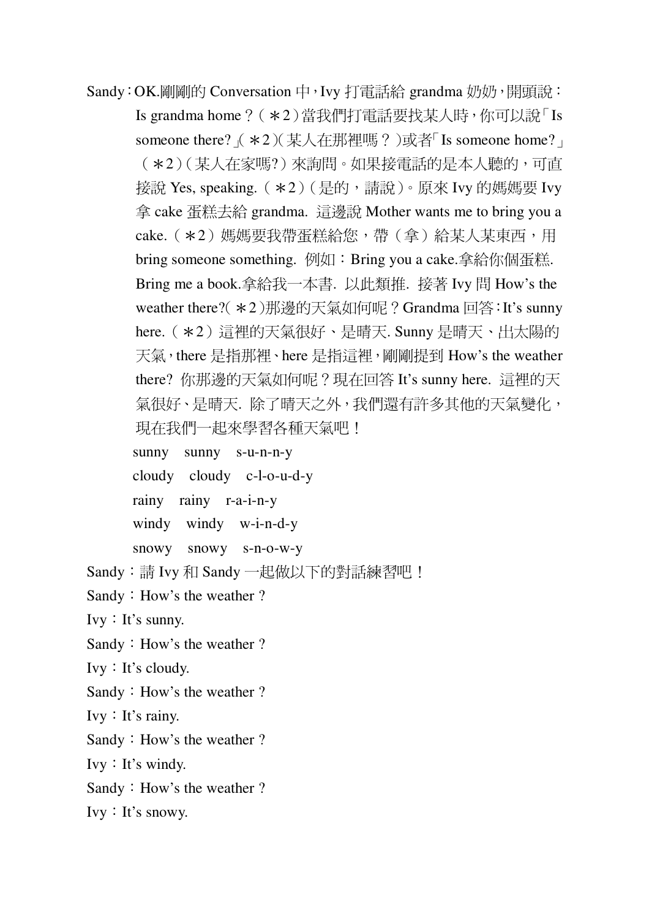Sandy：OK.剛剛的 Conversation 中，Ivy 打電話給 grandma 奶奶，開頭說：Is grandma home？（＊2）當我們打電話要找某人時，你可以說「Is someone there?」(＊2)(某人在那裡嗎？)或者「Is someone home?」（＊2）(某人在家嗎?）來詢問。如果接電話的是本人聽的，可直接說 Yes, speaking.（＊2）(是的，請說)。原來 Ivy 的媽媽要 Ivy 拿 cake 蛋糕去給 grandma. 這邊說 Mother wants me to bring you a cake.（＊2）媽媽要我帶蛋糕給您，帶（拿）給某人某東西，用 bring someone something. 例如：Bring you a cake.拿給你個蛋糕. Bring me a book.拿給我一本書. 以此類推. 接著 Ivy 問 How's the weather there?(＊2)那邊的天氣如何呢？Grandma 回答：It's sunny here.（＊2）這裡的天氣很好、是晴天. Sunny 是晴天、出太陽的天氣，there 是指那裡、here 是指這裡，剛剛提到 How's the weather there? 你那邊的天氣如何呢？現在回答 It's sunny here. 這裡的天氣很好、是晴天. 除了晴天之外，我們還有許多其他的天氣變化，現在我們一起來學習各種天氣吧！

sunny　sunny　s-u-n-n-y

cloudy　cloudy　c-l-o-u-d-y

rainy　rainy　r-a-i-n-y

windy　windy　w-i-n-d-y

snowy　snowy　s-n-o-w-y

Sandy：請 Ivy 和 Sandy 一起做以下的對話練習吧！

Sandy：How's the weather？

Ivy：It's sunny.

Sandy：How's the weather？

Ivy：It's cloudy.

Sandy：How's the weather？

Ivy：It's rainy.

Sandy：How's the weather？

Ivy：It's windy.

Sandy：How's the weather？

Ivy：It's snowy.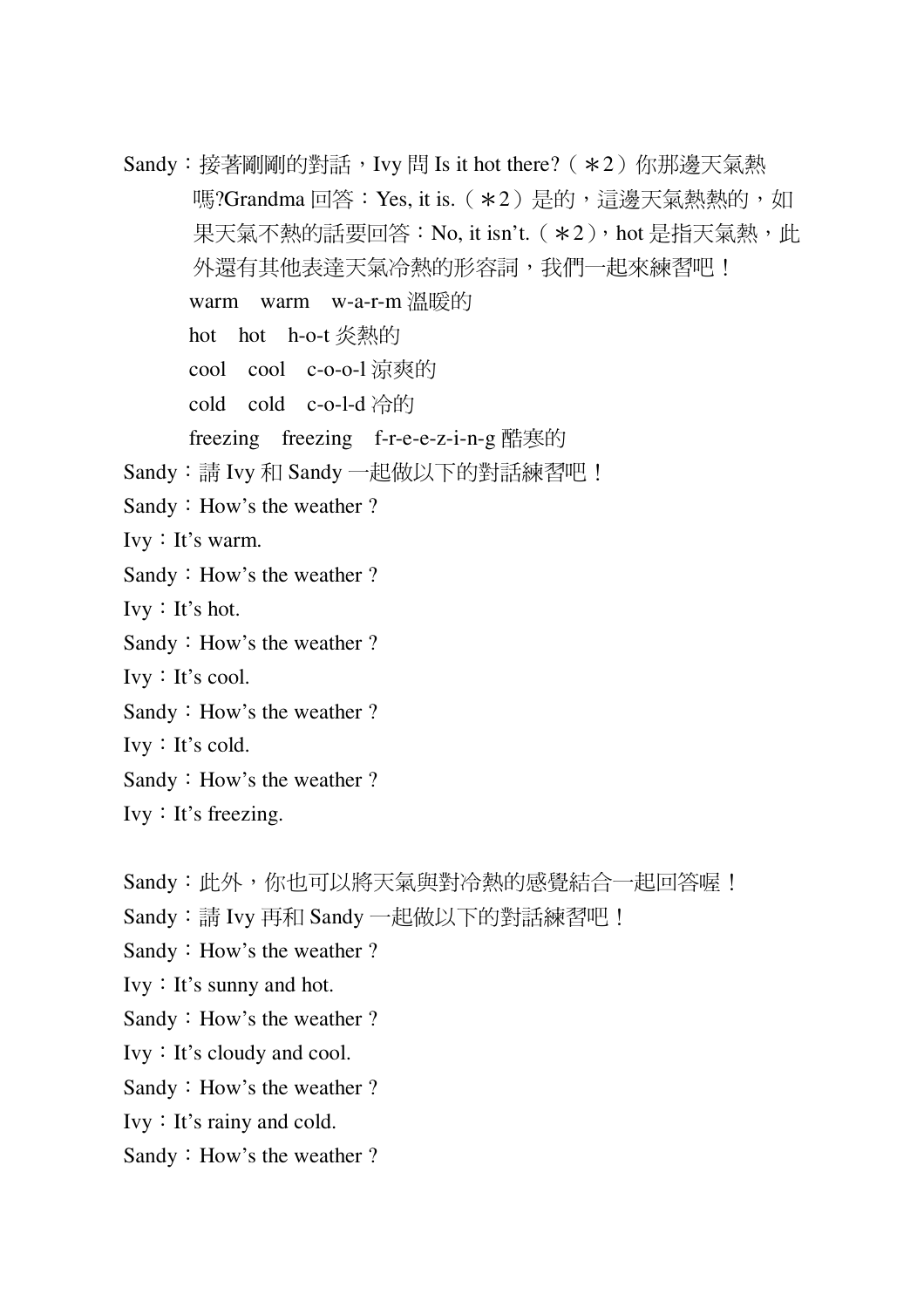Sandy：接著剛剛的對話，Ivy 問 Is it hot there?（＊2）你那邊天氣熱嗎?Grandma 回答：Yes, it is.（＊2）是的，這邊天氣熱熱的，如果天氣不熱的話要回答：No, it isn't.（＊2），hot 是指天氣熱，此外還有其他表達天氣冷熱的形容詞，我們一起來練習吧！

warm　warm　w-a-r-m 溫暖的

hot　hot　h-o-t 炎熱的

cool　cool　c-o-o-l 涼爽的

cold　cold　c-o-l-d 冷的

freezing　freezing　f-r-e-e-z-i-n-g 酷寒的

Sandy：請 Ivy 和 Sandy 一起做以下的對話練習吧！

Sandy：How's the weather ?

Ivy：It's warm.

Sandy：How's the weather ?

Ivy：It's hot.

Sandy：How's the weather ?

Ivy：It's cool.

Sandy：How's the weather ?

Ivy：It's cold.

Sandy：How's the weather ?

Ivy：It's freezing.

Sandy：此外，你也可以將天氣與對冷熱的感覺結合一起回答喔！

Sandy：請 Ivy 再和 Sandy 一起做以下的對話練習吧！

Sandy：How's the weather ?

Ivy：It's sunny and hot.

Sandy：How's the weather ?

Ivy：It's cloudy and cool.

Sandy：How's the weather ?

Ivy：It's rainy and cold.

Sandy：How's the weather ?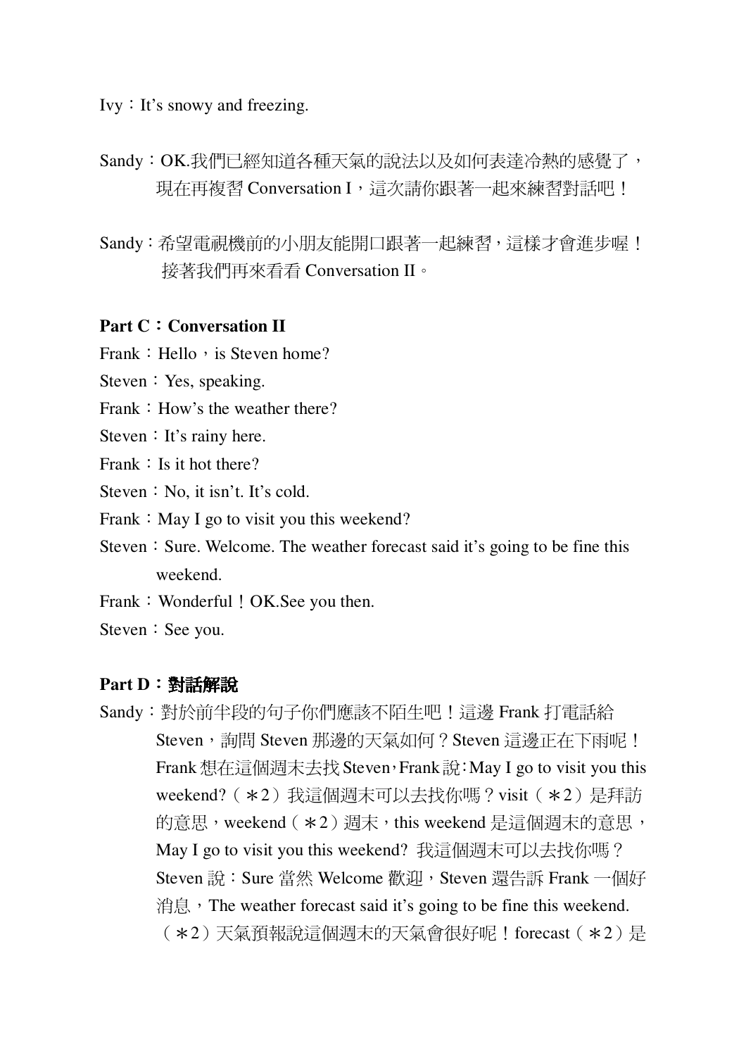Ivy：It's snowy and freezing.

Sandy：OK.我們已經知道各種天氣的說法以及如何表達冷熱的感覺了，現在再複習 Conversation I，這次請你跟著一起來練習對話吧！

Sandy：希望電視機前的小朋友能開口跟著一起練習，這樣才會進步喔！接著我們再來看看 Conversation II。

**Part C：Conversation II**

Frank：Hello，is Steven home?

Steven：Yes, speaking.

Frank：How's the weather there?

Steven：It's rainy here.

Frank：Is it hot there?

Steven：No, it isn't. It's cold.

Frank：May I go to visit you this weekend?

Steven：Sure. Welcome. The weather forecast said it's going to be fine this weekend.

Frank：Wonderful！OK.See you then.

Steven：See you.

**Part D：對話解說**

Sandy：對於前半段的句子你們應該不陌生吧！這邊 Frank 打電話給 Steven，詢問 Steven 那邊的天氣如何？Steven 這邊正在下雨呢！Frank 想在這個週末去找 Steven，Frank 說：May I go to visit you this weekend?（＊2）我這個週末可以去找你嗎？visit（＊2）是拜訪的意思，weekend（＊2）週末，this weekend 是這個週末的意思，May I go to visit you this weekend? 我這個週末可以去找你嗎？Steven 說：Sure 當然 Welcome 歡迎，Steven 還告訴 Frank 一個好消息，The weather forecast said it's going to be fine this weekend.（＊2）天氣預報說這個週末的天氣會很好呢！forecast（＊2）是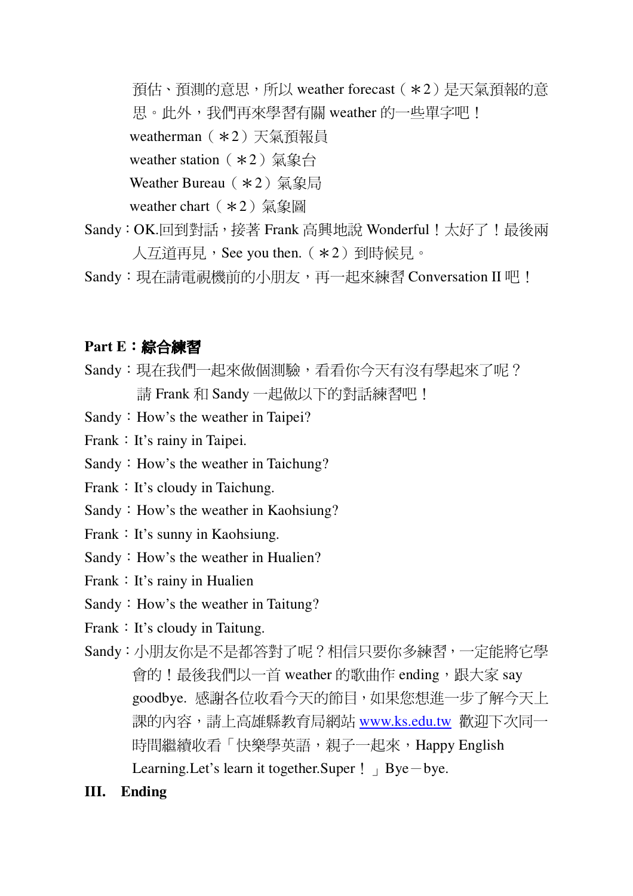預估、預測的意思，所以 weather forecast（*2）是天氣預報的意思。此外，我們再來學習有關 weather 的一些單字吧！

weatherman（*2）天氣預報員

weather station（*2）氣象台

Weather Bureau（*2）氣象局

weather chart（*2）氣象圖

Sandy：OK.回到對話，接著 Frank 高興地說 Wonderful！太好了！最後兩人互道再見，See you then.（*2）到時候見。

Sandy：現在請電視機前的小朋友，再一起來練習 Conversation II 吧！

**Part E：綜合練習**

Sandy：現在我們一起來做個測驗，看看你今天有沒有學起來了呢？請 Frank 和 Sandy 一起做以下的對話練習吧！

Sandy：How's the weather in Taipei?

Frank：It's rainy in Taipei.

Sandy：How's the weather in Taichung?

Frank：It's cloudy in Taichung.

Sandy：How's the weather in Kaohsiung?

Frank：It's sunny in Kaohsiung.

Sandy：How's the weather in Hualien?

Frank：It's rainy in Hualien

Sandy：How's the weather in Taitung?

Frank：It's cloudy in Taitung.

Sandy：小朋友你是不是都答對了呢？相信只要你多練習，一定能將它學會的！最後我們以一首 weather 的歌曲作 ending，跟大家 say goodbye. 感謝各位收看今天的節目，如果您想進一步了解今天上課的內容，請上高雄縣教育局網站 www.ks.edu.tw 歡迎下次同一時間繼續收看「快樂學英語，親子一起來，Happy English Learning.Let's learn it together.Super！」Bye－bye.

**III. Ending**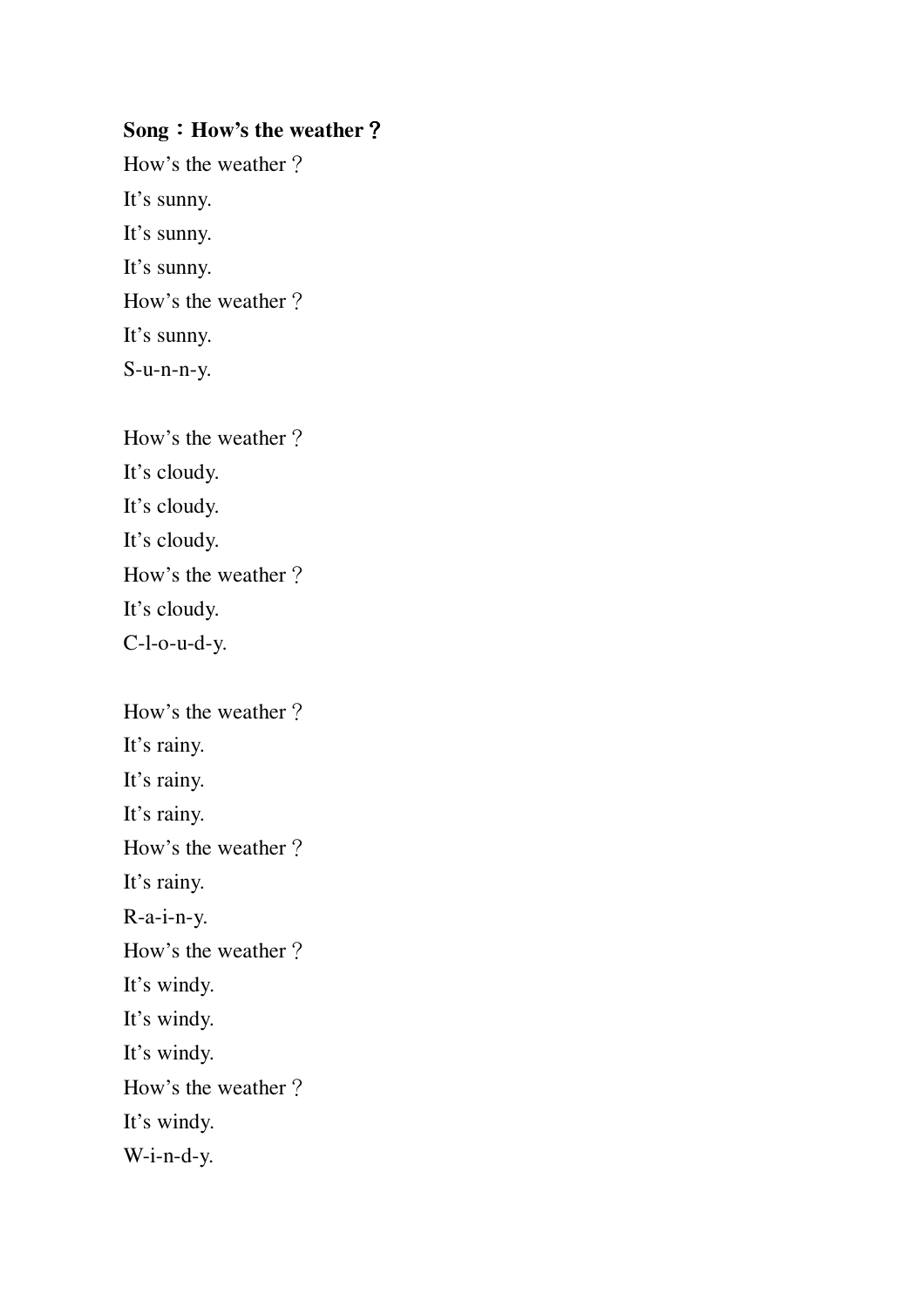**Song：How's the weather？**

How's the weather？

It's sunny.

It's sunny.

It's sunny.

How's the weather？

It's sunny.

S-u-n-n-y.

How's the weather？

It's cloudy.

It's cloudy.

It's cloudy.

How's the weather？

It's cloudy.

C-l-o-u-d-y.

How's the weather？

It's rainy.

It's rainy.

It's rainy.

How's the weather？

It's rainy.

R-a-i-n-y.

How's the weather？

It's windy.

It's windy.

It's windy.

How's the weather？

It's windy.

W-i-n-d-y.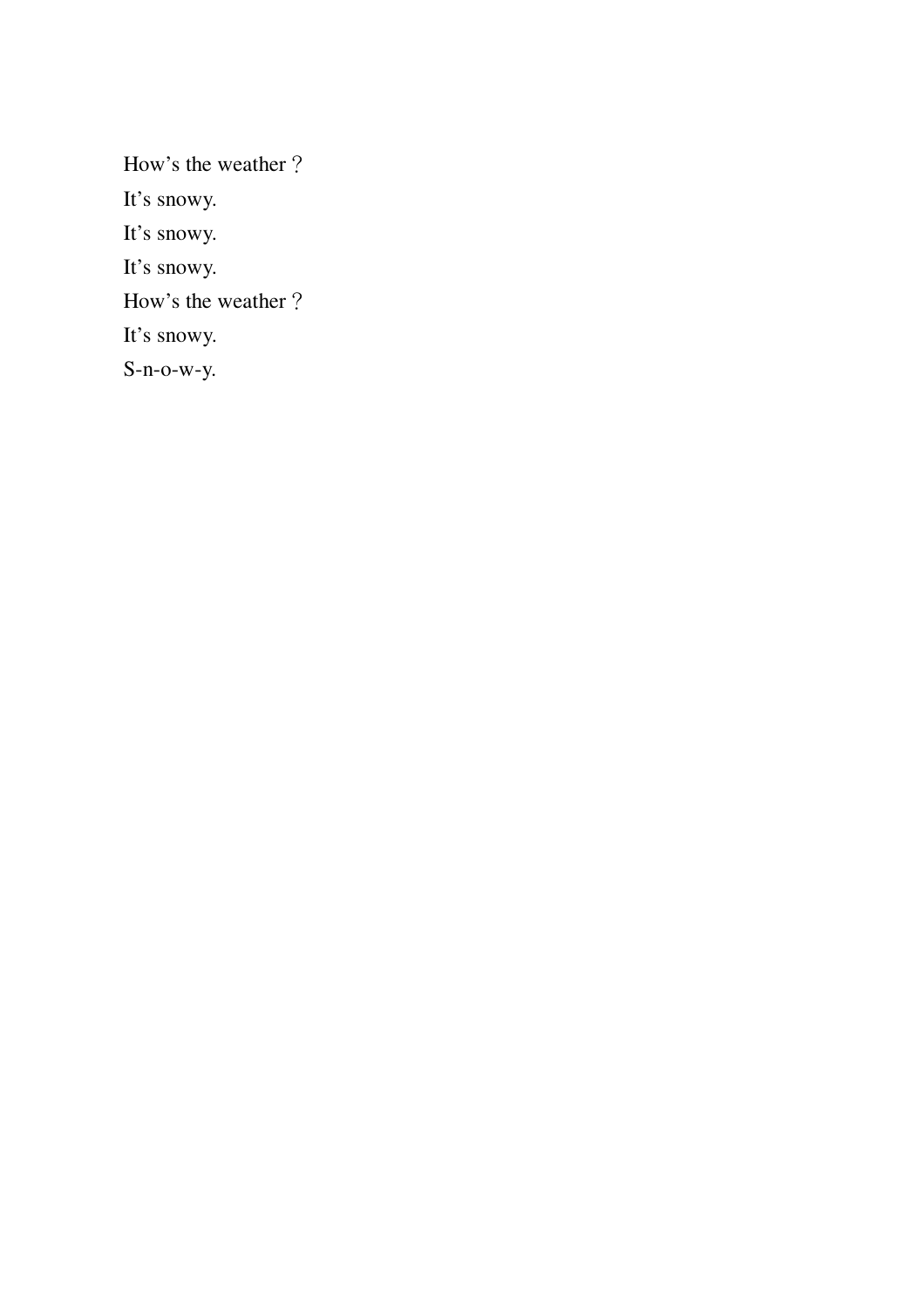How's the weather？

It's snowy.

It's snowy.

It's snowy.

How's the weather？

It's snowy.

S-n-o-w-y.